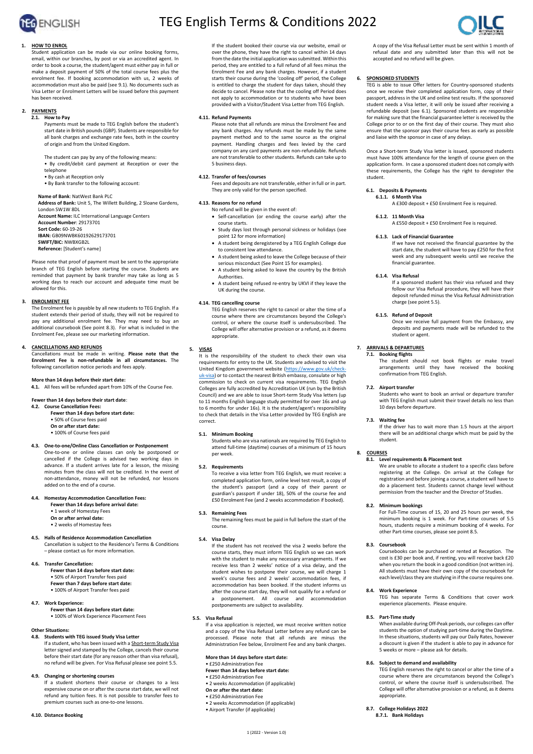# TEG English Terms & Conditions 2022

## 1. HOW TO ENROL

Student application can be made via our online booking forms, email, within our branches, by post or via an accredited agent. In order to book a course, the student/agent must either pay in full or make a deposit payment of 50% of the total course fees plus the enrolment fee. If booking accommodation with us, 2 weeks of accommodation must also be paid (see 9.1). No documents such as Visa Letter or Enrolment Letters will be issued before this payment has been received.

## 2. PAYMENTS

### 2.1. How to Pay

Payments must be made to TEG English before the student's start date in British pounds (GBP). Students are responsible for all bank charges and exchange rate fees, both in the country of origin and from the United Kingdom.

The student can pay by any of the following means:

- By credit/debit card payment at Reception or over the telephone
- By cash at Reception only
- By Bank transfer to the following account:

**Name of Bank**: NatWest Bank PLC
**Address of Bank:** Unit 5, The Willett Building, 2 Sloane Gardens, London SW1W 8DL
**Account Name:** ILC International Language Centers
**Account Number**: 29173701
**Sort Code:** 60-19-26
**IBAN:** GB09NWBK60192629173701
**SWIFT/BIC:** NWBKGB2L
**Reference:** [Student's name]

Please note that proof of payment must be sent to the appropriate branch of TEG English before starting the course. Students are reminded that payment by bank transfer may take as long as 5 working days to reach our account and adequate time must be allowed for this.

## 3. ENROLMENT FEE

The Enrolment fee is payable by all new students to TEG English. If a student extends their period of study, they will not be required to pay any additional enrolment fee. They may need to buy an additional coursebook (See point 8.3). For what is included in the Enrolment Fee, please see our marketing information.

## 4. CANCELLATIONS AND REFUNDS

Cancellations must be made in writing. **Please note that the Enrolment Fee is non-refundable in all circumstances.** The following cancellation notice periods and fees apply.

**More than 14 days before their start date:**

**4.1.** All fees will be refunded apart from 10% of the Course Fee.

**Fewer than 14 days before their start date**:

### 4.2. Course Cancellation Fees:

**Fewer than 14 days before start date:**
- 50% of Course fees paid

**On or after start date:**
- 100% of Course fees paid

### 4.3. One-to-one/Online Class Cancellation or Postponement

One-to-one or online classes can only be postponed or cancelled if the College is advised two working days in advance. If a student arrives late for a lesson, the missing minutes from the class will not be credited. In the event of non-attendance, money will not be refunded, nor lessons added on to the end of a course.

### 4.4. Homestay Accommodation Cancellation Fees:

**Fewer than 14 days before arrival date:**
- 1 week of Homestay Fees

**On or after arrival date:**
- 2 weeks of Homestay fees

### 4.5. Halls of Residence Accommodation Cancellation

Cancellation is subject to the Residence's Terms & Conditions – please contact us for more information.

### 4.6. Transfer Cancellation:

**Fewer than 14 days before start date:**
- 50% of Airport Transfer fees paid

**Fewer than 7 days before start date:**
- 100% of Airport Transfer fees paid

### 4.7. Work Experience:

**Fewer than 14 days before start date:**
- 100% of Work Experience Placement Fees

**Other Situations:**

### 4.8. Students with TEG issued Study Visa Letter

If a student, who has been issued with a Short-term Study Visa letter signed and stamped by the College, cancels their course before their start date (for any reason other than visa refusal), no refund will be given. For Visa Refusal please see point 5.5.

### 4.9. Changing or shortening courses

If a student shortens their course or changes to a less expensive course on or after the course start date, we will not refund any tuition fees. It is not possible to transfer fees to premium courses such as one-to-one lessons.

### 4.10. Distance Booking

If the student booked their course via our website, email or over the phone, they have the right to cancel within 14 days from the date the initial application was submitted. Within this period, they are entitled to a full refund of all fees minus the Enrolment Fee and any bank charges. However, if a student starts their course during the 'cooling off' period, the College is entitled to charge the student for days taken, should they decide to cancel. Please note that the cooling off Period does not apply to accommodation or to students who have been provided with a Visitor/Student Visa Letter from TEG English.

### 4.11. Refund Payments

Please note that all refunds are minus the Enrolment Fee and any bank charges. Any refunds must be made by the same payment method and to the same source as the original payment. Handling charges and fees levied by the card company on any card payments are non-refundable. Refunds are not transferable to other students. Refunds can take up to 5 business days.

### 4.12. Transfer of fees/courses

Fees and deposits are not transferable, either in full or in part. They are only valid for the person specified.

### 4.13. Reasons for no refund

No refund will be given in the event of:

- Self-cancellation (or ending the course early) after the course starts.
- Study days lost through personal sickness or holidays (see point 12 for more information)
- A student being deregistered by a TEG English College due to consistent low attendance.
- A student being asked to leave the College because of their serious misconduct (See Point 15 for examples).
- A student being asked to leave the country by the British Authorities.
- A student being refused re-entry by UKVI if they leave the UK during the course.

### 4.14. TEG cancelling course

TEG English reserves the right to cancel or alter the time of a course where there are circumstances beyond the College's control, or where the course itself is undersubscribed. The College will offer alternative provision or a refund, as it deems appropriate.

## 5. VISAS

It is the responsibility of the student to check their own visa requirements for entry to the UK. Students are advised to visit the United Kingdom government website (https://www.gov.uk/check-uk-visa) or to contact the nearest British embassy, consulate or high commission to check on current visa requirements. TEG English Colleges are fully accredited by Accreditation UK (run by the British Council) and we are able to issue Short-term Study Visa letters (up to 11 months English language study permitted for over 16s and up to 6 months for under 16s). It is the student/agent's responsibility to check that details in the Visa Letter provided by TEG English are correct.

### 5.1. Minimum Booking

Students who are visa nationals are required by TEG English to attend full-time (daytime) courses of a minimum of 15 hours per week.

### 5.2. Requirements

To receive a visa letter from TEG English, we must receive: a completed application form, online level test result, a copy of the student's passport (and a copy of their parent or guardian's passport if under 18), 50% of the course fee and £50 Enrolment Fee (and 2 weeks accommodation if booked).

### 5.3. Remaining Fees

The remaining fees must be paid in full before the start of the course.

### 5.4. Visa Delay

If the student has not received the visa 2 weeks before the course starts, they must inform TEG English so we can work with the student to make any necessary arrangements. If we receive less than 2 weeks' notice of a visa delay, and the student wishes to postpone their course, we will charge 1 week's course fees and 2 weeks' accommodation fees, if accommodation has been booked. If the student informs us after the course start day, they will not qualify for a refund or a postponement. All course and accommodation postponements are subject to availability.

### 5.5. Visa Refusal

If a visa application is rejected, we must receive written notice and a copy of the Visa Refusal Letter before any refund can be processed. Please note that all refunds are minus the Administration Fee below, Enrolment Fee and any bank charges.

**More than 14 days before start date:**
- £250 Administration Fee

**Fewer than 14 days before start date:**
- £250 Administration Fee
- 2 weeks Accommodation (if applicable)

**On or after the start date:**
- £250 Administration Fee
- 2 weeks Accommodation (if applicable)
- Airport Transfer (if applicable)

A copy of the Visa Refusal Letter must be sent within 1 month of refusal date and any submitted later than this will not be accepted and no refund will be given.

## 6. SPONSORED STUDENTS

TEG is able to issue Offer letters for Country-sponsored students once we receive their completed application form, copy of their passport, address in the UK and online test results. If the sponsored student needs a Visa letter, it will only be issued after receiving a refundable deposit (see 6.1). Sponsored students are responsible for making sure that the financial guarantee letter is received by the College prior to or on the first day of their course. They must also ensure that the sponsor pays their course fees as early as possible and liaise with the sponsor in case of any delays.

Once a Short-term Study Visa letter is issued, sponsored students must have 100% attendance for the length of course given on the application form. In case a sponsored student does not comply with these requirements, the College has the right to deregister the student.

### 6.1. Deposits & Payments

#### 6.1.1. 6 Month Visa

A £300 deposit + £50 Enrolment Fee is required.

#### 6.1.2. 11 Month Visa

A £550 deposit + £50 Enrolment Fee is required.

#### 6.1.3. Lack of Financial Guarantee

If we have not received the financial guarantee by the start date, the student will have to pay £250 for the first week and any subsequent weeks until we receive the financial guarantee.

#### 6.1.4. Visa Refusal

If a sponsored student has their visa refused and they follow our Visa Refusal procedure, they will have their deposit refunded minus the Visa Refusal Administration charge (see point 5.5).

#### 6.1.5. Refund of Deposit

Once we receive full payment from the Embassy, any deposits and payments made will be refunded to the student or agent.

## 7. ARRIVALS & DEPARTURES

### 7.1. Booking flights

The student should not book flights or make travel arrangements until they have received the booking confirmation from TEG English.

### 7.2. Airport transfer

Students who want to book an arrival or departure transfer with TEG English must submit their travel details no less than 10 days before departure.

### 7.3. Waiting fee

If the driver has to wait more than 1.5 hours at the airport there will be an additional charge which must be paid by the student.

## 8. COURSES

### 8.1. Level requirements & Placement test

We are unable to allocate a student to a specific class before registering at the College. On arrival at the College for registration and before joining a course, a student will have to do a placement test. Students cannot change level without permission from the teacher and the Director of Studies.

### 8.2. Minimum bookings

For Full-Time courses of 15, 20 and 25 hours per week, the minimum booking is 1 week. For Part-time courses of 5.5 hours, students require a minimum booking of 4 weeks. For other Part-time courses, please see point 8.5.

### 8.3. Coursebook

Coursebooks can be purchased or rented at Reception. The cost is £30 per book and, if renting, you will receive back £20 when you return the book in a good condition (not written in). All students must have their own copy of the coursebook for each level/class they are studying in if the course requires one.

### 8.4. Work Experience

TEG has separate Terms & Conditions that cover work experience placements. Please enquire.

### 8.5. Part-Time study

When available during Off-Peak periods, our colleges can offer students the option of studying part-time during the Daytime. In these situations, students will pay our Daily Rates, however a discount is given if the student is able to pay in advance for 5 weeks or more – please ask for details.

### 8.6. Subject to demand and availability

TEG English reserves the right to cancel or alter the time of a course where there are circumstances beyond the College's control, or where the course itself is undersubscribed. The College will offer alternative provision or a refund, as it deems appropriate.

### 8.7. College Holidays 2022

#### 8.7.1. Bank Holidays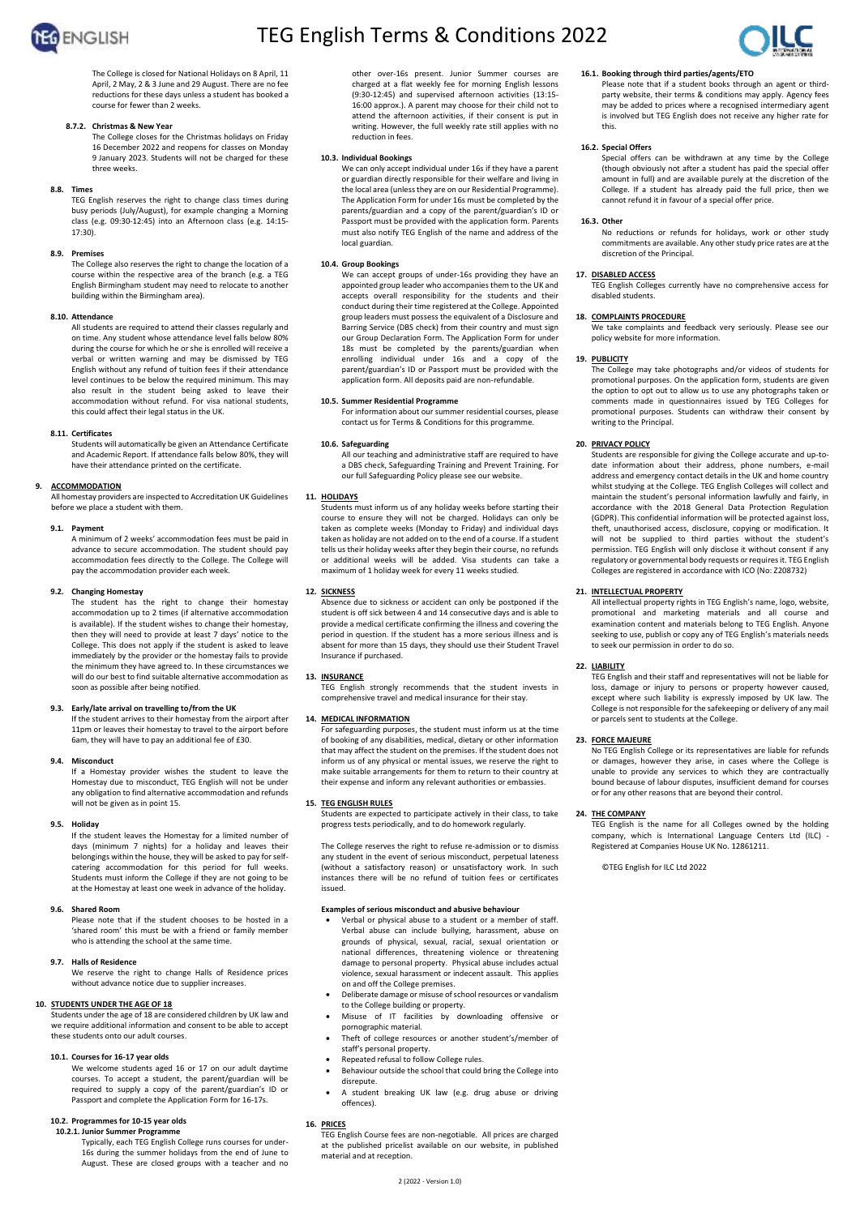The College is closed for National Holidays on 8 April, 11 April, 2 May, 2 & 3 June and 29 August. There are no fee reductions for these days unless a student has booked a course for fewer than 2 weeks.

#### 8.7.2. Christmas & New Year

The College closes for the Christmas holidays on Friday 16 December 2022 and reopens for classes on Monday 9 January 2023. Students will not be charged for these three weeks.

### 8.8. Times

TEG English reserves the right to change class times during busy periods (July/August), for example changing a Morning class (e.g. 09:30-12:45) into an Afternoon class (e.g. 14:15-17:30).

### 8.9. Premises

The College also reserves the right to change the location of a course within the respective area of the branch (e.g. a TEG English Birmingham student may need to relocate to another building within the Birmingham area).

### 8.10. Attendance

All students are required to attend their classes regularly and on time. Any student whose attendance level falls below 80% during the course for which he or she is enrolled will receive a verbal or written warning and may be dismissed by TEG English without any refund of tuition fees if their attendance level continues to be below the required minimum. This may also result in the student being asked to leave their accommodation without refund. For visa national students, this could affect their legal status in the UK.

### 8.11. Certificates

Students will automatically be given an Attendance Certificate and Academic Report. If attendance falls below 80%, they will have their attendance printed on the certificate.

## 9. ACCOMMODATION

All homestay providers are inspected to Accreditation UK Guidelines before we place a student with them.

### 9.1. Payment

A minimum of 2 weeks' accommodation fees must be paid in advance to secure accommodation. The student should pay accommodation fees directly to the College. The College will pay the accommodation provider each week.

### 9.2. Changing Homestay

The student has the right to change their homestay accommodation up to 2 times (if alternative accommodation is available). If the student wishes to change their homestay, then they will need to provide at least 7 days' notice to the College. This does not apply if the student is asked to leave immediately by the provider or the homestay fails to provide the minimum they have agreed to. In these circumstances we will do our best to find suitable alternative accommodation as soon as possible after being notified.

### 9.3. Early/late arrival on travelling to/from the UK

If the student arrives to their homestay from the airport after 11pm or leaves their homestay to travel to the airport before 6am, they will have to pay an additional fee of £30.

### 9.4. Misconduct

If a Homestay provider wishes the student to leave the Homestay due to misconduct, TEG English will not be under any obligation to find alternative accommodation and refunds will not be given as in point 15.

### 9.5. Holiday

If the student leaves the Homestay for a limited number of days (minimum 7 nights) for a holiday and leaves their belongings within the house, they will be asked to pay for self-catering accommodation for this period for full weeks. Students must inform the College if they are not going to be at the Homestay at least one week in advance of the holiday.

### 9.6. Shared Room

Please note that if the student chooses to be hosted in a 'shared room' this must be with a friend or family member who is attending the school at the same time.

### 9.7. Halls of Residence

We reserve the right to change Halls of Residence prices without advance notice due to supplier increases.

## 10. STUDENTS UNDER THE AGE OF 18

Students under the age of 18 are considered children by UK law and we require additional information and consent to be able to accept these students onto our adult courses.

### 10.1. Courses for 16-17 year olds

We welcome students aged 16 or 17 on our adult daytime courses. To accept a student, the parent/guardian will be required to supply a copy of the parent/guardian's ID or Passport and complete the Application Form for 16-17s.

### 10.2. Programmes for 10-15 year olds

#### 10.2.1. Junior Summer Programme

Typically, each TEG English College runs courses for under-16s during the summer holidays from the end of June to August. These are closed groups with a teacher and no other over-16s present. Junior Summer courses are charged at a flat weekly fee for morning English lessons (9:30-12:45) and supervised afternoon activities (13:15-16:00 approx.). A parent may choose for their child not to attend the afternoon activities, if their consent is put in writing. However, the full weekly rate still applies with no reduction in fees.

### 10.3. Individual Bookings

We can only accept individual under 16s if they have a parent or guardian directly responsible for their welfare and living in the local area (unless they are on our Residential Programme). The Application Form for under 16s must be completed by the parents/guardian and a copy of the parent/guardian's ID or Passport must be provided with the application form. Parents must also notify TEG English of the name and address of the local guardian.

### 10.4. Group Bookings

We can accept groups of under-16s providing they have an appointed group leader who accompanies them to the UK and accepts overall responsibility for the students and their conduct during their time registered at the College. Appointed group leaders must possess the equivalent of a Disclosure and Barring Service (DBS check) from their country and must sign our Group Declaration Form. The Application Form for under 18s must be completed by the parents/guardian when enrolling individual under 16s and a copy of the parent/guardian's ID or Passport must be provided with the application form. All deposits paid are non-refundable.

### 10.5. Summer Residential Programme

For information about our summer residential courses, please contact us for Terms & Conditions for this programme.

### 10.6. Safeguarding

All our teaching and administrative staff are required to have a DBS check, Safeguarding Training and Prevent Training. For our full Safeguarding Policy please see our website.

## 11. HOLIDAYS

Students must inform us of any holiday weeks before starting their course to ensure they will not be charged. Holidays can only be taken as complete weeks (Monday to Friday) and individual days taken as holiday are not added on to the end of a course. If a student tells us their holiday weeks after they begin their course, no refunds or additional weeks will be added. Visa students can take a maximum of 1 holiday week for every 11 weeks studied.

## 12. SICKNESS

Absence due to sickness or accident can only be postponed if the student is off sick between 4 and 14 consecutive days and is able to provide a medical certificate confirming the illness and covering the period in question. If the student has a more serious illness and is absent for more than 15 days, they should use their Student Travel Insurance if purchased.

## 13. INSURANCE

TEG English strongly recommends that the student invests in comprehensive travel and medical insurance for their stay.

## 14. MEDICAL INFORMATION

For safeguarding purposes, the student must inform us at the time of booking of any disabilities, medical, dietary or other information that may affect the student on the premises. If the student does not inform us of any physical or mental issues, we reserve the right to make suitable arrangements for them to return to their country at their expense and inform any relevant authorities or embassies.

## 15. TEG ENGLISH RULES

Students are expected to participate actively in their class, to take progress tests periodically, and to do homework regularly.

The College reserves the right to refuse re-admission or to dismiss any student in the event of serious misconduct, perpetual lateness (without a satisfactory reason) or unsatisfactory work. In such instances there will be no refund of tuition fees or certificates issued.

**Examples of serious misconduct and abusive behaviour**

- Verbal or physical abuse to a student or a member of staff. Verbal abuse can include bullying, harassment, abuse on grounds of physical, sexual, racial, sexual orientation or national differences, threatening violence or threatening damage to personal property. Physical abuse includes actual violence, sexual harassment or indecent assault. This applies on and off the College premises.
- Deliberate damage or misuse of school resources or vandalism to the College building or property.
- Misuse of IT facilities by downloading offensive or pornographic material.
- Theft of college resources or another student's/member of staff's personal property.
- Repeated refusal to follow College rules.
- Behaviour outside the school that could bring the College into disrepute.
- A student breaking UK law (e.g. drug abuse or driving offences).

## 16. PRICES

TEG English Course fees are non-negotiable. All prices are charged at the published pricelist available on our website, in published material and at reception.

### 16.1. Booking through third parties/agents/ETO

Please note that if a student books through an agent or third-party website, their terms & conditions may apply. Agency fees may be added to prices where a recognised intermediary agent is involved but TEG English does not receive any higher rate for this.

### 16.2. Special Offers

Special offers can be withdrawn at any time by the College (though obviously not after a student has paid the special offer amount in full) and are available purely at the discretion of the College. If a student has already paid the full price, then we cannot refund it in favour of a special offer price.

### 16.3. Other

No reductions or refunds for holidays, work or other study commitments are available. Any other study price rates are at the discretion of the Principal.

## 17. DISABLED ACCESS

TEG English Colleges currently have no comprehensive access for disabled students.

## 18. COMPLAINTS PROCEDURE

We take complaints and feedback very seriously. Please see our policy website for more information.

## 19. PUBLICITY

The College may take photographs and/or videos of students for promotional purposes. On the application form, students are given the option to opt out to allow us to use any photographs taken or comments made in questionnaires issued by TEG Colleges for promotional purposes. Students can withdraw their consent by writing to the Principal.

## 20. PRIVACY POLICY

Students are responsible for giving the College accurate and up-to-date information about their address, phone numbers, e-mail address and emergency contact details in the UK and home country whilst studying at the College. TEG English Colleges will collect and maintain the student's personal information lawfully and fairly, in accordance with the 2018 General Data Protection Regulation (GDPR). This confidential information will be protected against loss, theft, unauthorised access, disclosure, copying or modification. It will not be supplied to third parties without the student's permission. TEG English will only disclose it without consent if any regulatory or governmental body requests or requires it. TEG English Colleges are registered in accordance with ICO (No: Z208732)

## 21. INTELLECTUAL PROPERTY

All intellectual property rights in TEG English's name, logo, website, promotional and marketing materials and all course and examination content and materials belong to TEG English. Anyone seeking to use, publish or copy any of TEG English's materials needs to seek our permission in order to do so.

## 22. LIABILITY

TEG English and their staff and representatives will not be liable for loss, damage or injury to persons or property however caused, except where such liability is expressly imposed by UK law. The College is not responsible for the safekeeping or delivery of any mail or parcels sent to students at the College.

## 23. FORCE MAJEURE

No TEG English College or its representatives are liable for refunds or damages, however they arise, in cases where the College is unable to provide any services to which they are contractually bound because of labour disputes, insufficient demand for courses or for any other reasons that are beyond their control.

## 24. THE COMPANY

TEG English is the name for all Colleges owned by the holding company, which is International Language Centers Ltd (ILC) - Registered at Companies House UK No. 12861211.

©TEG English for ILC Ltd 2022